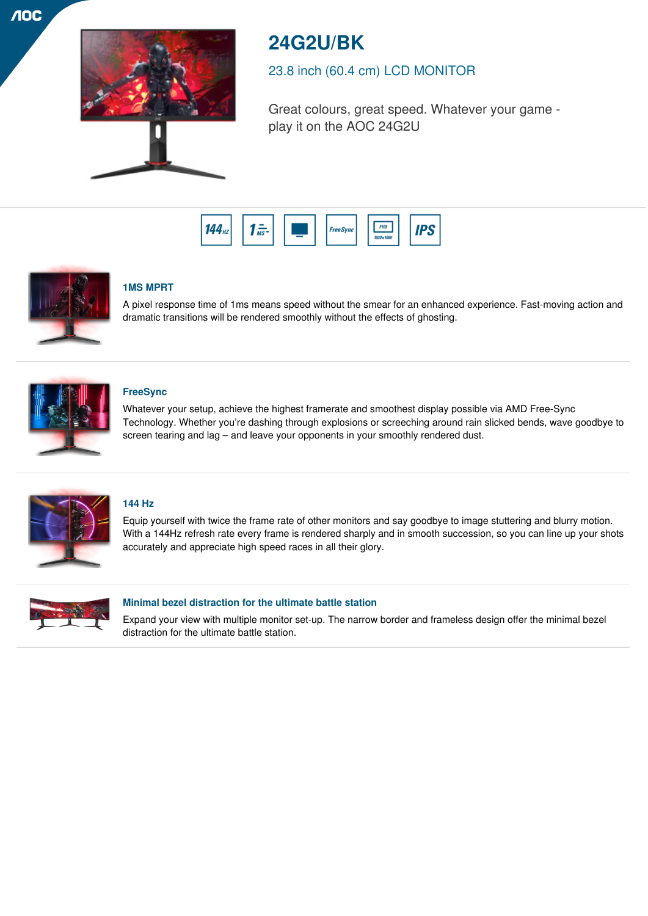# 24G2U/BK

23.8 inch (60.4 cm) LCD MONITOR

Great colours, great speed. Whatever your game - play it on the AOC 24G2U

### 1MS MPRT

A pixel response time of 1ms means speed without the smear for an enhanced experience. Fast-moving action and dramatic transitions will be rendered smoothly without the effects of ghosting.

### FreeSync

Whatever your setup, achieve the highest framerate and smoothest display possible via AMD Free-Sync Technology. Whether you're dashing through explosions or screeching around rain slicked bends, wave goodbye to screen tearing and lag – and leave your opponents in your smoothly rendered dust.

### 144 Hz

Equip yourself with twice the frame rate of other monitors and say goodbye to image stuttering and blurry motion. With a 144Hz refresh rate every frame is rendered sharply and in smooth succession, so you can line up your shots accurately and appreciate high speed races in all their glory.

### Minimal bezel distraction for the ultimate battle station

Expand your view with multiple monitor set-up. The narrow border and frameless design offer the minimal bezel distraction for the ultimate battle station.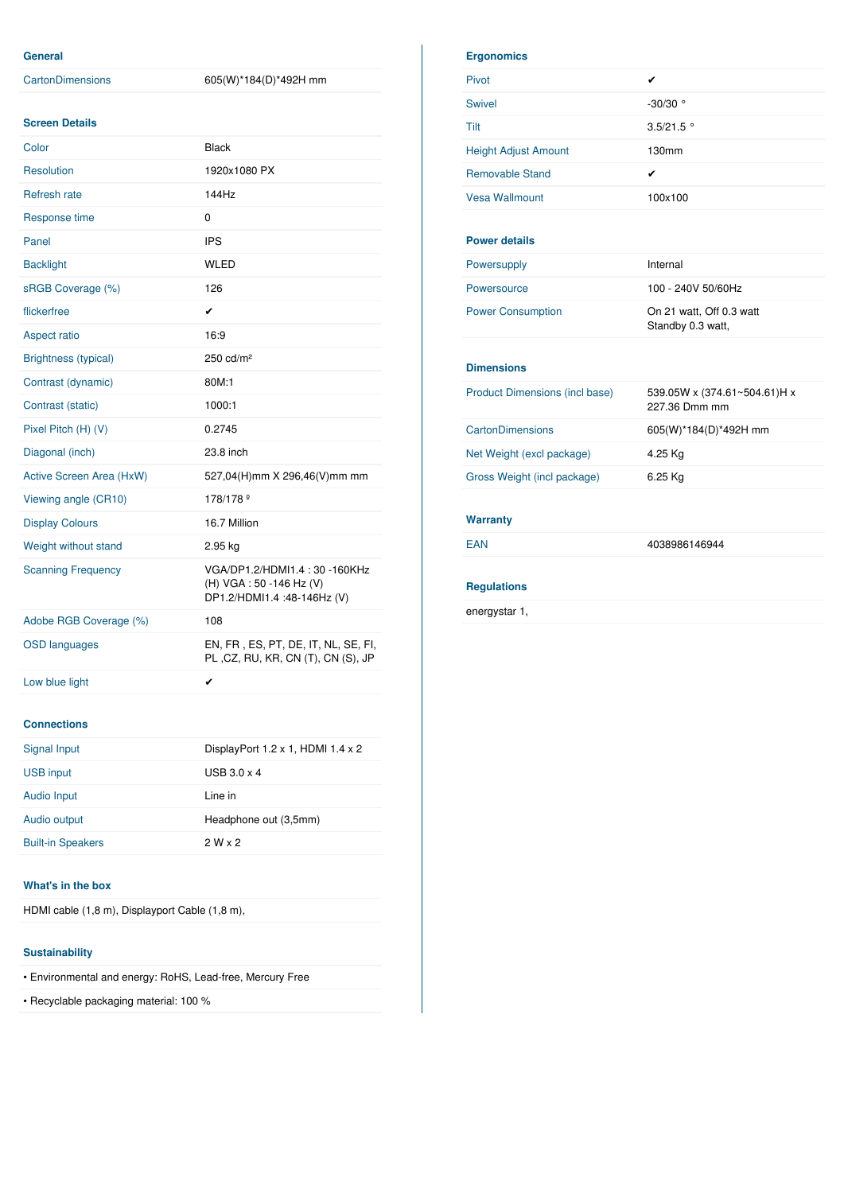### General

| | |
|---|---|
| CartonDimensions | 605(W)*184(D)*492H mm |

### Screen Details

| | |
|---|---|
| Color | Black |
| Resolution | 1920x1080 PX |
| Refresh rate | 144Hz |
| Response time | 0 |
| Panel | IPS |
| Backlight | WLED |
| sRGB Coverage (%) | 126 |
| flickerfree | ✔ |
| Aspect ratio | 16:9 |
| Brightness (typical) | 250 cd/m² |
| Contrast (dynamic) | 80M:1 |
| Contrast (static) | 1000:1 |
| Pixel Pitch (H) (V) | 0.2745 |
| Diagonal (inch) | 23.8 inch |
| Active Screen Area (HxW) | 527,04(H)mm X 296,46(V)mm mm |
| Viewing angle (CR10) | 178/178 º |
| Display Colours | 16.7 Million |
| Weight without stand | 2.95 kg |
| Scanning Frequency | VGA/DP1.2/HDMI1.4 : 30 -160KHz (H) VGA : 50 -146 Hz (V) DP1.2/HDMI1.4 :48-146Hz (V) |
| Adobe RGB Coverage (%) | 108 |
| OSD languages | EN, FR , ES, PT, DE, IT, NL, SE, FI, PL ,CZ, RU, KR, CN (T), CN (S), JP |
| Low blue light | ✔ |

### Connections

| | |
|---|---|
| Signal Input | DisplayPort 1.2 x 1, HDMI 1.4 x 2 |
| USB input | USB 3.0 x 4 |
| Audio Input | Line in |
| Audio output | Headphone out (3,5mm) |
| Built-in Speakers | 2 W x 2 |

### What's in the box

HDMI cable (1,8 m), Displayport Cable (1,8 m),

### Sustainability

- Environmental and energy: RoHS, Lead-free, Mercury Free
- Recyclable packaging material: 100 %

### Ergonomics

| | |
|---|---|
| Pivot | ✔ |
| Swivel | -30/30 ° |
| Tilt | 3.5/21.5 ° |
| Height Adjust Amount | 130mm |
| Removable Stand | ✔ |
| Vesa Wallmount | 100x100 |

### Power details

| | |
|---|---|
| Powersupply | Internal |
| Powersource | 100 - 240V 50/60Hz |
| Power Consumption | On 21 watt, Off 0.3 watt Standby 0.3 watt, |

### Dimensions

| | |
|---|---|
| Product Dimensions (incl base) | 539.05W x (374.61~504.61)H x 227.36 Dmm mm |
| CartonDimensions | 605(W)*184(D)*492H mm |
| Net Weight (excl package) | 4.25 Kg |
| Gross Weight (incl package) | 6.25 Kg |

### Warranty

| | |
|---|---|
| EAN | 4038986146944 |

### Regulations

energystar 1,